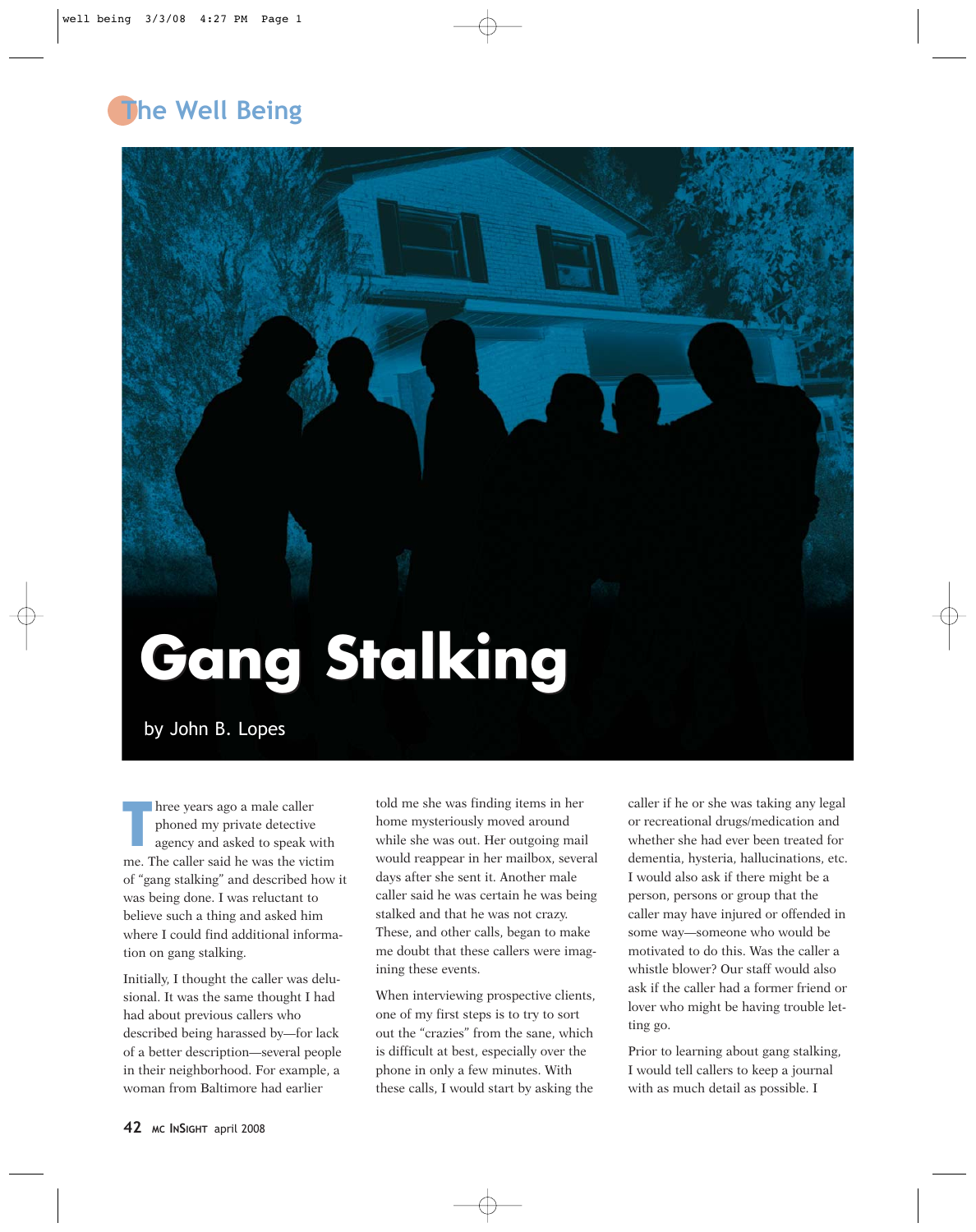The Well Being

# Gang Stalking

by John B. Lopes

Three years ago a male caller phoned my private detective agency and asked to speak with me. The caller said he was the victim of "gang stalking" and described how it was being done. I was reluctant to believe such a thing and asked him where I could find additional information on gang stalking.

Initially, I thought the caller was delusional. It was the same thought I had had about previous callers who described being harassed by—for lack of a better description—several people in their neighborhood. For example, a woman from Baltimore had earlier told me she was finding items in her home mysteriously moved around while she was out. Her outgoing mail would reappear in her mailbox, several days after she sent it. Another male caller said he was certain he was being stalked and that he was not crazy. These, and other calls, began to make me doubt that these callers were imagining these events.

When interviewing prospective clients, one of my first steps is to try to sort out the "crazies" from the sane, which is difficult at best, especially over the phone in only a few minutes. With these calls, I would start by asking the caller if he or she was taking any legal or recreational drugs/medication and whether she had ever been treated for dementia, hysteria, hallucinations, etc. I would also ask if there might be a person, persons or group that the caller may have injured or offended in some way—someone who would be motivated to do this. Was the caller a whistle blower? Our staff would also ask if the caller had a former friend or lover who might be having trouble letting go.

Prior to learning about gang stalking, I would tell callers to keep a journal with as much detail as possible. I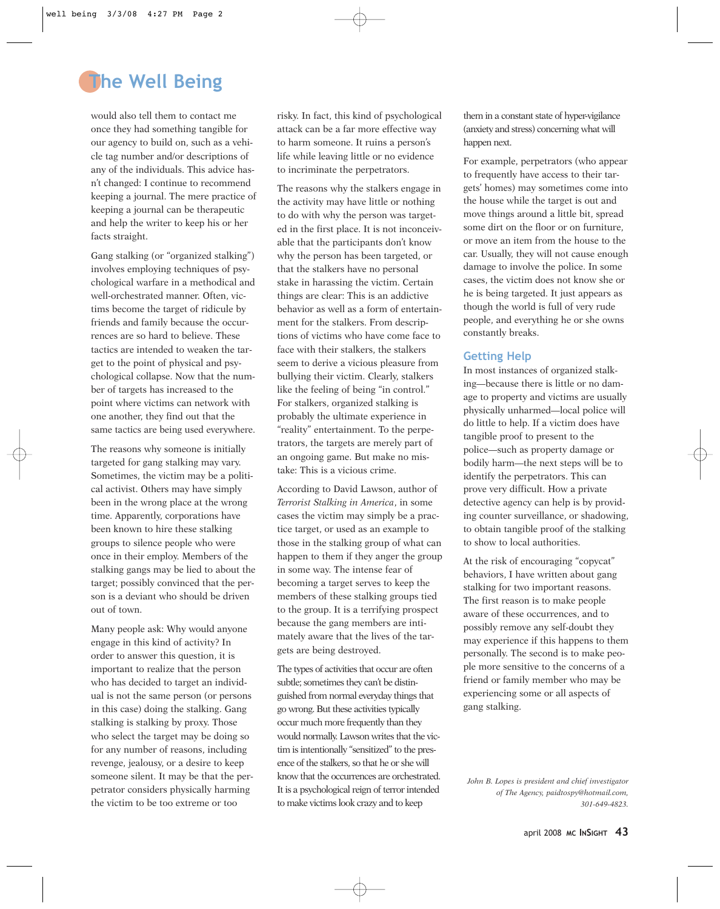would also tell them to contact me once they had something tangible for our agency to build on, such as a vehicle tag number and/or descriptions of any of the individuals. This advice hasn't changed: I continue to recommend keeping a journal. The mere practice of keeping a journal can be therapeutic and help the writer to keep his or her facts straight.

Gang stalking (or "organized stalking") involves employing techniques of psychological warfare in a methodical and well-orchestrated manner. Often, victims become the target of ridicule by friends and family because the occurrences are so hard to believe. These tactics are intended to weaken the target to the point of physical and psychological collapse. Now that the number of targets has increased to the point where victims can network with one another, they find out that the same tactics are being used everywhere.

The reasons why someone is initially targeted for gang stalking may vary. Sometimes, the victim may be a political activist. Others may have simply been in the wrong place at the wrong time. Apparently, corporations have been known to hire these stalking groups to silence people who were once in their employ. Members of the stalking gangs may be lied to about the target; possibly convinced that the person is a deviant who should be driven out of town.

Many people ask: Why would anyone engage in this kind of activity? In order to answer this question, it is important to realize that the person who has decided to target an individual is not the same person (or persons in this case) doing the stalking. Gang stalking is stalking by proxy. Those who select the target may be doing so for any number of reasons, including revenge, jealousy, or a desire to keep someone silent. It may be that the perpetrator considers physically harming the victim to be too extreme or too risky. In fact, this kind of psychological attack can be a far more effective way to harm someone. It ruins a person's life while leaving little or no evidence to incriminate the perpetrators.

The reasons why the stalkers engage in the activity may have little or nothing to do with why the person was targeted in the first place. It is not inconceivable that the participants don't know why the person has been targeted, or that the stalkers have no personal stake in harassing the victim. Certain things are clear: This is an addictive behavior as well as a form of entertainment for the stalkers. From descriptions of victims who have come face to face with their stalkers, the stalkers seem to derive a vicious pleasure from bullying their victim. Clearly, stalkers like the feeling of being "in control." For stalkers, organized stalking is probably the ultimate experience in "reality" entertainment. To the perpetrators, the targets are merely part of an ongoing game. But make no mistake: This is a vicious crime.

According to David Lawson, author of *Terrorist Stalking in America*, in some cases the victim may simply be a practice target, or used as an example to those in the stalking group of what can happen to them if they anger the group in some way. The intense fear of becoming a target serves to keep the members of these stalking groups tied to the group. It is a terrifying prospect because the gang members are intimately aware that the lives of the targets are being destroyed.

The types of activities that occur are often subtle; sometimes they can't be distinguished from normal everyday things that go wrong. But these activities typically occur much more frequently than they would normally. Lawson writes that the victim is intentionally "sensitized" to the presence of the stalkers, so that he or she will know that the occurrences are orchestrated. It is a psychological reign of terror intended to make victims look crazy and to keep them in a constant state of hyper-vigilance (anxiety and stress) concerning what will happen next.

For example, perpetrators (who appear to frequently have access to their targets' homes) may sometimes come into the house while the target is out and move things around a little bit, spread some dirt on the floor or on furniture, or move an item from the house to the car. Usually, they will not cause enough damage to involve the police. In some cases, the victim does not know she or he is being targeted. It just appears as though the world is full of very rude people, and everything he or she owns constantly breaks.

## Getting Help

In most instances of organized stalking—because there is little or no damage to property and victims are usually physically unharmed—local police will do little to help. If a victim does have tangible proof to present to the police—such as property damage or bodily harm—the next steps will be to identify the perpetrators. This can prove very difficult. How a private detective agency can help is by providing counter surveillance, or shadowing, to obtain tangible proof of the stalking to show to local authorities.

At the risk of encouraging "copycat" behaviors, I have written about gang stalking for two important reasons. The first reason is to make people aware of these occurrences, and to possibly remove any self-doubt they may experience if this happens to them personally. The second is to make people more sensitive to the concerns of a friend or family member who may be experiencing some or all aspects of gang stalking.

*John B. Lopes is president and chief investigator of The Agency, paidtospy@hotmail.com, 301-649-4823.*